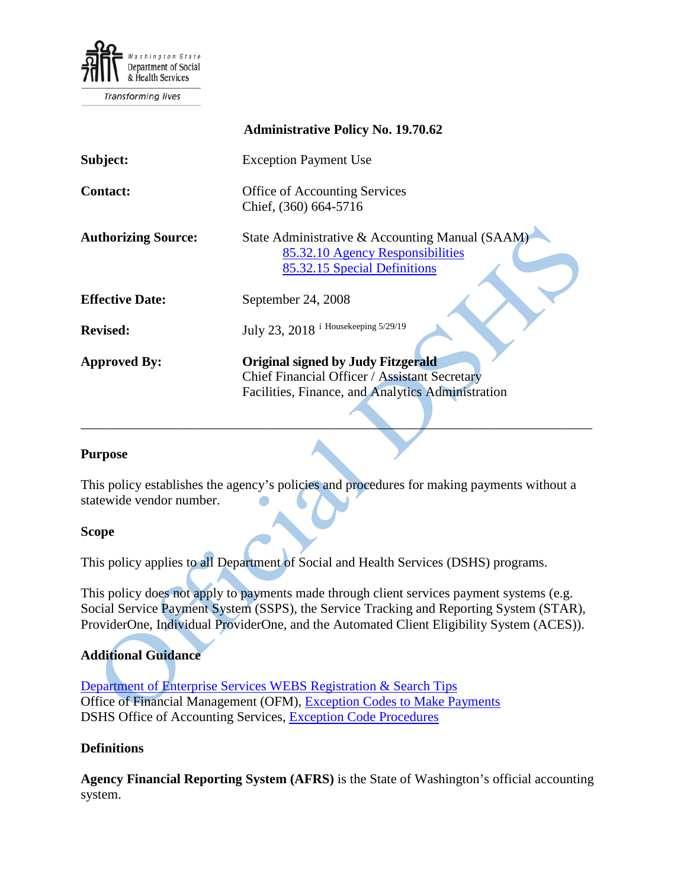Washington State Department of Social & Health Services

Transforming lives

**Administrative Policy No. 19.70.62**

**Subject:** Exception Payment Use

**Contact:** Office of Accounting Services
Chief, (360) 664-5716

**Authorizing Source:** State Administrative & Accounting Manual (SAAM)
85.32.10 Agency Responsibilities
85.32.15 Special Definitions

**Effective Date:** September 24, 2008

**Revised:** July 23, 2018 [i] Housekeeping 5/29/19

**Approved By:** **Original signed by Judy Fitzgerald**
Chief Financial Officer / Assistant Secretary
Facilities, Finance, and Analytics Administration

---

## Purpose

This policy establishes the agency's policies and procedures for making payments without a statewide vendor number.

## Scope

This policy applies to all Department of Social and Health Services (DSHS) programs.

This policy does not apply to payments made through client services payment systems (e.g. Social Service Payment System (SSPS), the Service Tracking and Reporting System (STAR), ProviderOne, Individual ProviderOne, and the Automated Client Eligibility System (ACES)).

## Additional Guidance

Department of Enterprise Services WEBS Registration & Search Tips
Office of Financial Management (OFM), Exception Codes to Make Payments
DSHS Office of Accounting Services, Exception Code Procedures

## Definitions

**Agency Financial Reporting System (AFRS)** is the State of Washington's official accounting system.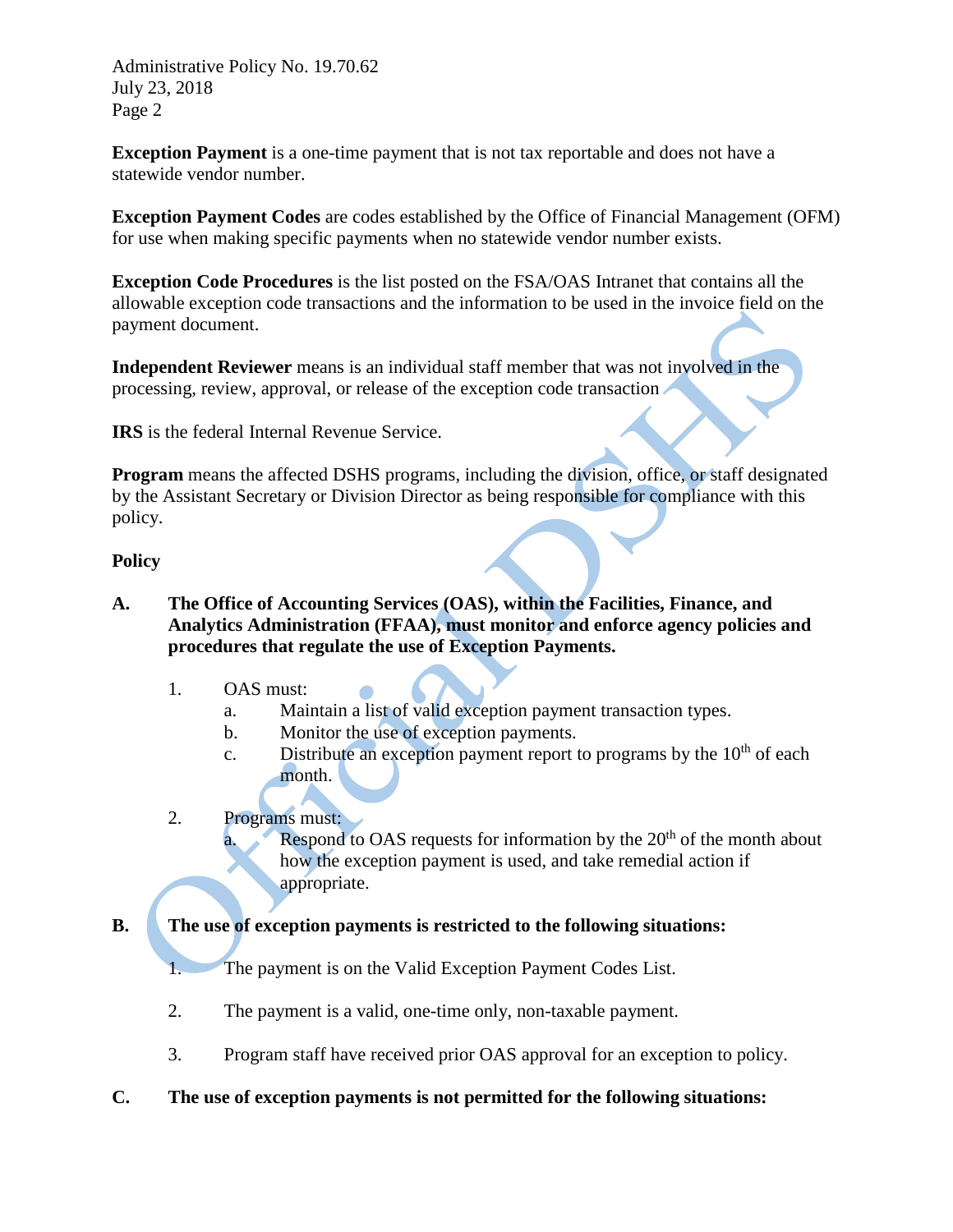**Exception Payment** is a one-time payment that is not tax reportable and does not have a statewide vendor number.

**Exception Payment Codes** are codes established by the Office of Financial Management (OFM) for use when making specific payments when no statewide vendor number exists.

**Exception Code Procedures** is the list posted on the FSA/OAS Intranet that contains all the allowable exception code transactions and the information to be used in the invoice field on the payment document.

**Independent Reviewer** means is an individual staff member that was not involved in the processing, review, approval, or release of the exception code transaction

**IRS** is the federal Internal Revenue Service.

**Program** means the affected DSHS programs, including the division, office, or staff designated by the Assistant Secretary or Division Director as being responsible for compliance with this policy.

## Policy

**A. The Office of Accounting Services (OAS), within the Facilities, Finance, and Analytics Administration (FFAA), must monitor and enforce agency policies and procedures that regulate the use of Exception Payments.**

1. OAS must:
   a. Maintain a list of valid exception payment transaction types.
   b. Monitor the use of exception payments.
   c. Distribute an exception payment report to programs by the 10th of each month.

2. Programs must:
   a. Respond to OAS requests for information by the 20th of the month about how the exception payment is used, and take remedial action if appropriate.

**B. The use of exception payments is restricted to the following situations:**

1. The payment is on the Valid Exception Payment Codes List.

2. The payment is a valid, one-time only, non-taxable payment.

3. Program staff have received prior OAS approval for an exception to policy.

**C. The use of exception payments is not permitted for the following situations:**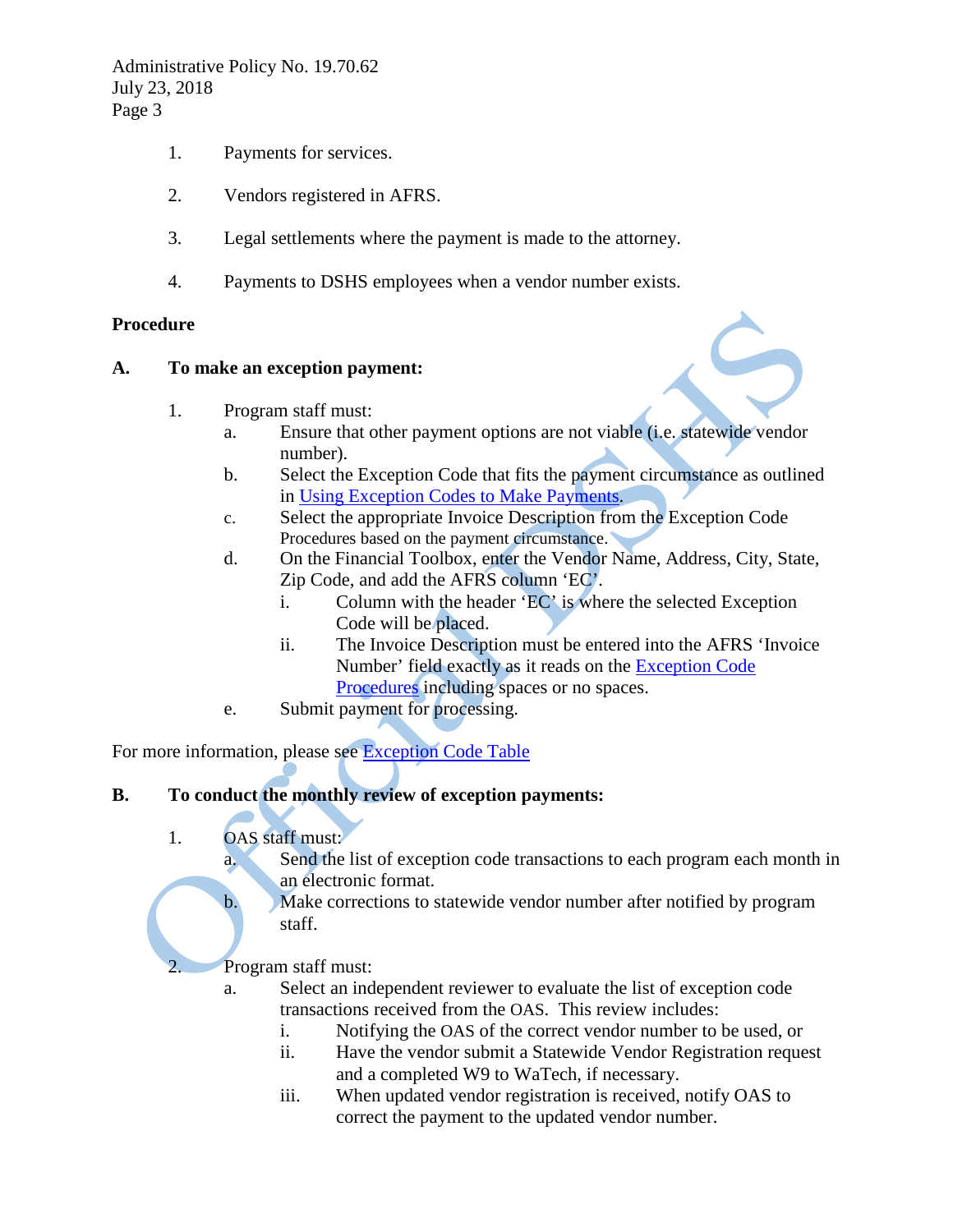1. Payments for services.

2. Vendors registered in AFRS.

3. Legal settlements where the payment is made to the attorney.

4. Payments to DSHS employees when a vendor number exists.

## Procedure

### A. To make an exception payment:

1. Program staff must:
   a. Ensure that other payment options are not viable (i.e. statewide vendor number).
   b. Select the Exception Code that fits the payment circumstance as outlined in Using Exception Codes to Make Payments.
   c. Select the appropriate Invoice Description from the Exception Code Procedures based on the payment circumstance.
   d. On the Financial Toolbox, enter the Vendor Name, Address, City, State, Zip Code, and add the AFRS column 'EC'.
      i. Column with the header 'EC' is where the selected Exception Code will be placed.
      ii. The Invoice Description must be entered into the AFRS 'Invoice Number' field exactly as it reads on the Exception Code Procedures including spaces or no spaces.
   e. Submit payment for processing.

For more information, please see Exception Code Table

### B. To conduct the monthly review of exception payments:

1. OAS staff must:
   a. Send the list of exception code transactions to each program each month in an electronic format.
   b. Make corrections to statewide vendor number after notified by program staff.

2. Program staff must:
   a. Select an independent reviewer to evaluate the list of exception code transactions received from the OAS. This review includes:
      i. Notifying the OAS of the correct vendor number to be used, or
      ii. Have the vendor submit a Statewide Vendor Registration request and a completed W9 to WaTech, if necessary.
      iii. When updated vendor registration is received, notify OAS to correct the payment to the updated vendor number.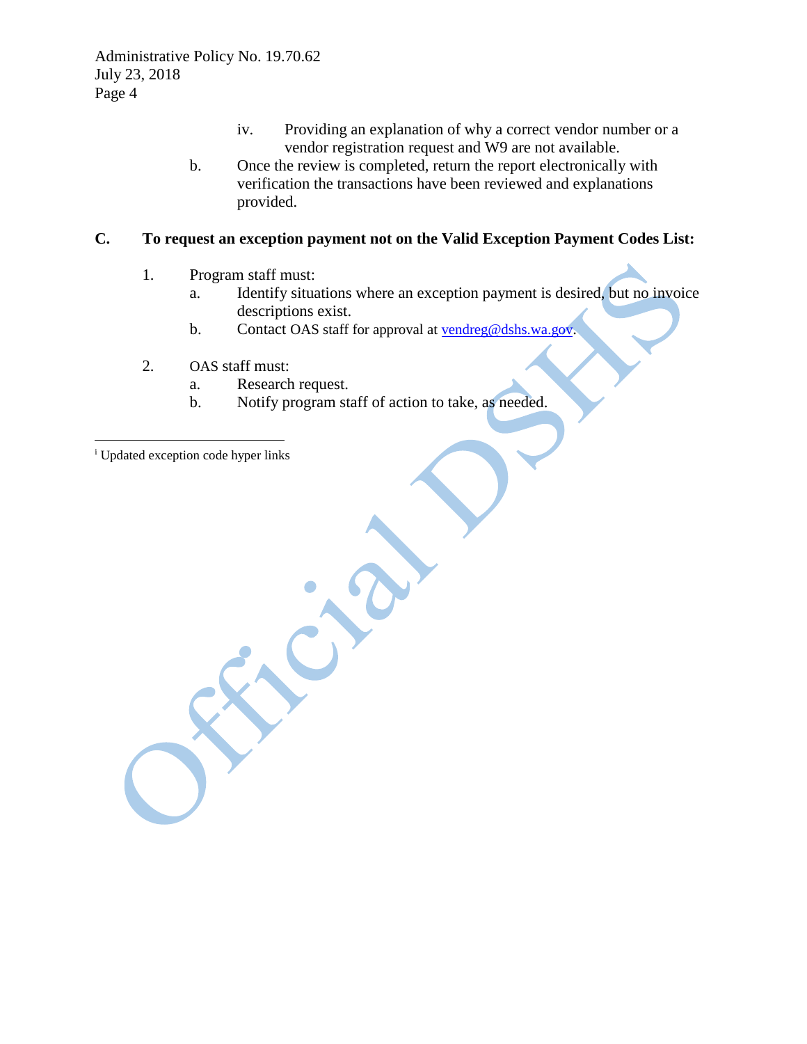iv. Providing an explanation of why a correct vendor number or a vendor registration request and W9 are not available.

b. Once the review is completed, return the report electronically with verification the transactions have been reviewed and explanations provided.

**C. To request an exception payment not on the Valid Exception Payment Codes List:**

1. Program staff must:
   a. Identify situations where an exception payment is desired, but no invoice descriptions exist.
   b. Contact OAS staff for approval at vendreg@dshs.wa.gov.

2. OAS staff must:
   a. Research request.
   b. Notify program staff of action to take, as needed.

---

[i] Updated exception code hyper links